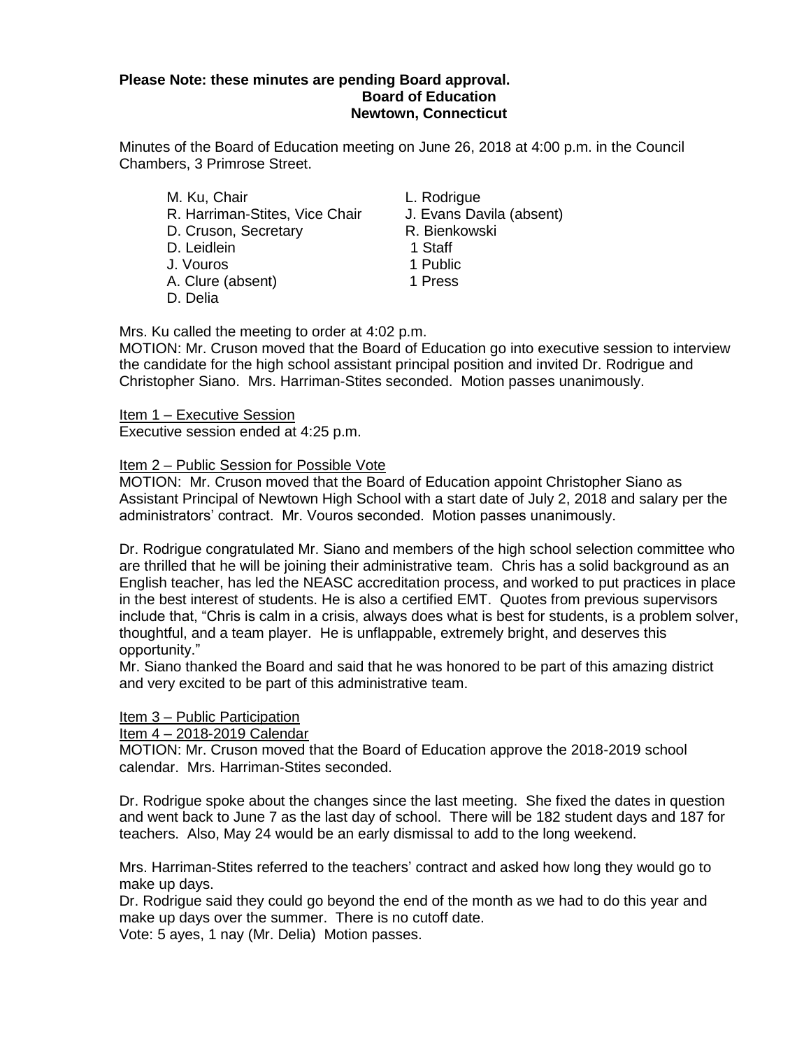**Please Note: these minutes are pending Board approval.**

**Board of Education**
**Newtown, Connecticut**

Minutes of the Board of Education meeting on June 26, 2018 at 4:00 p.m. in the Council Chambers, 3 Primrose Street.

| | |
|---|---|
| M. Ku, Chair | L. Rodrigue |
| R. Harriman-Stites, Vice Chair | J. Evans Davila (absent) |
| D. Cruson, Secretary | R. Bienkowski |
| D. Leidlein | 1 Staff |
| J. Vouros | 1 Public |
| A. Clure (absent) | 1 Press |
| D. Delia | |

Mrs. Ku called the meeting to order at 4:02 p.m.

MOTION: Mr. Cruson moved that the Board of Education go into executive session to interview the candidate for the high school assistant principal position and invited Dr. Rodrigue and Christopher Siano. Mrs. Harriman-Stites seconded. Motion passes unanimously.

Item 1 – Executive Session

Executive session ended at 4:25 p.m.

Item 2 – Public Session for Possible Vote

MOTION: Mr. Cruson moved that the Board of Education appoint Christopher Siano as Assistant Principal of Newtown High School with a start date of July 2, 2018 and salary per the administrators' contract. Mr. Vouros seconded. Motion passes unanimously.

Dr. Rodrigue congratulated Mr. Siano and members of the high school selection committee who are thrilled that he will be joining their administrative team. Chris has a solid background as an English teacher, has led the NEASC accreditation process, and worked to put practices in place in the best interest of students. He is also a certified EMT. Quotes from previous supervisors include that, "Chris is calm in a crisis, always does what is best for students, is a problem solver, thoughtful, and a team player. He is unflappable, extremely bright, and deserves this opportunity."

Mr. Siano thanked the Board and said that he was honored to be part of this amazing district and very excited to be part of this administrative team.

Item 3 – Public Participation

Item 4 – 2018-2019 Calendar

MOTION: Mr. Cruson moved that the Board of Education approve the 2018-2019 school calendar. Mrs. Harriman-Stites seconded.

Dr. Rodrigue spoke about the changes since the last meeting. She fixed the dates in question and went back to June 7 as the last day of school. There will be 182 student days and 187 for teachers. Also, May 24 would be an early dismissal to add to the long weekend.

Mrs. Harriman-Stites referred to the teachers' contract and asked how long they would go to make up days.

Dr. Rodrigue said they could go beyond the end of the month as we had to do this year and make up days over the summer. There is no cutoff date.

Vote: 5 ayes, 1 nay (Mr. Delia) Motion passes.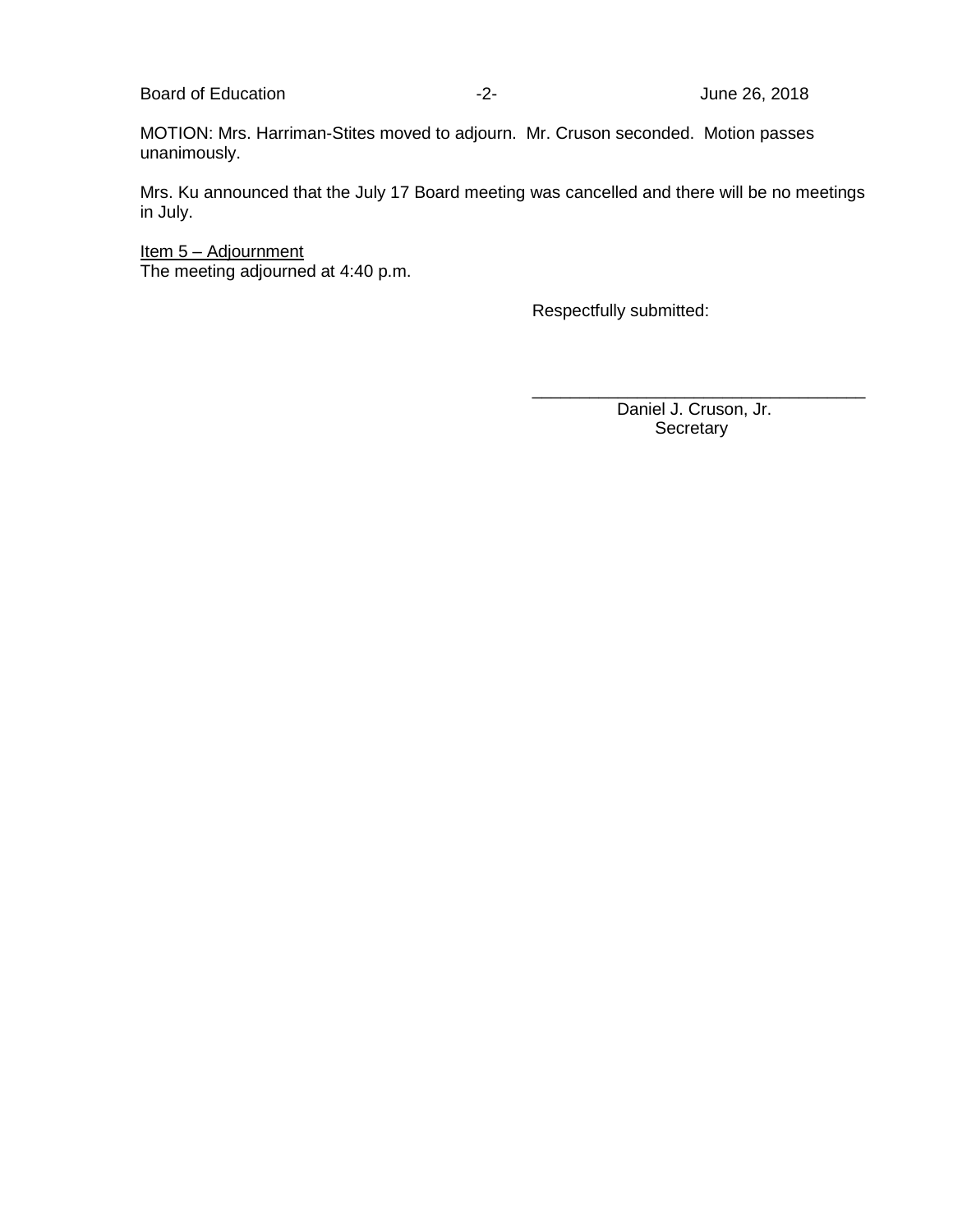MOTION: Mrs. Harriman-Stites moved to adjourn. Mr. Cruson seconded. Motion passes unanimously.

Mrs. Ku announced that the July 17 Board meeting was cancelled and there will be no meetings in July.

Item 5 – Adjournment
The meeting adjourned at 4:40 p.m.

Respectfully submitted:

\_\_\_\_\_\_\_\_\_\_\_\_\_\_\_\_\_\_\_\_\_\_\_\_\_\_\_\_\_\_\_\_\_\_\_

Daniel J. Cruson, Jr.
Secretary